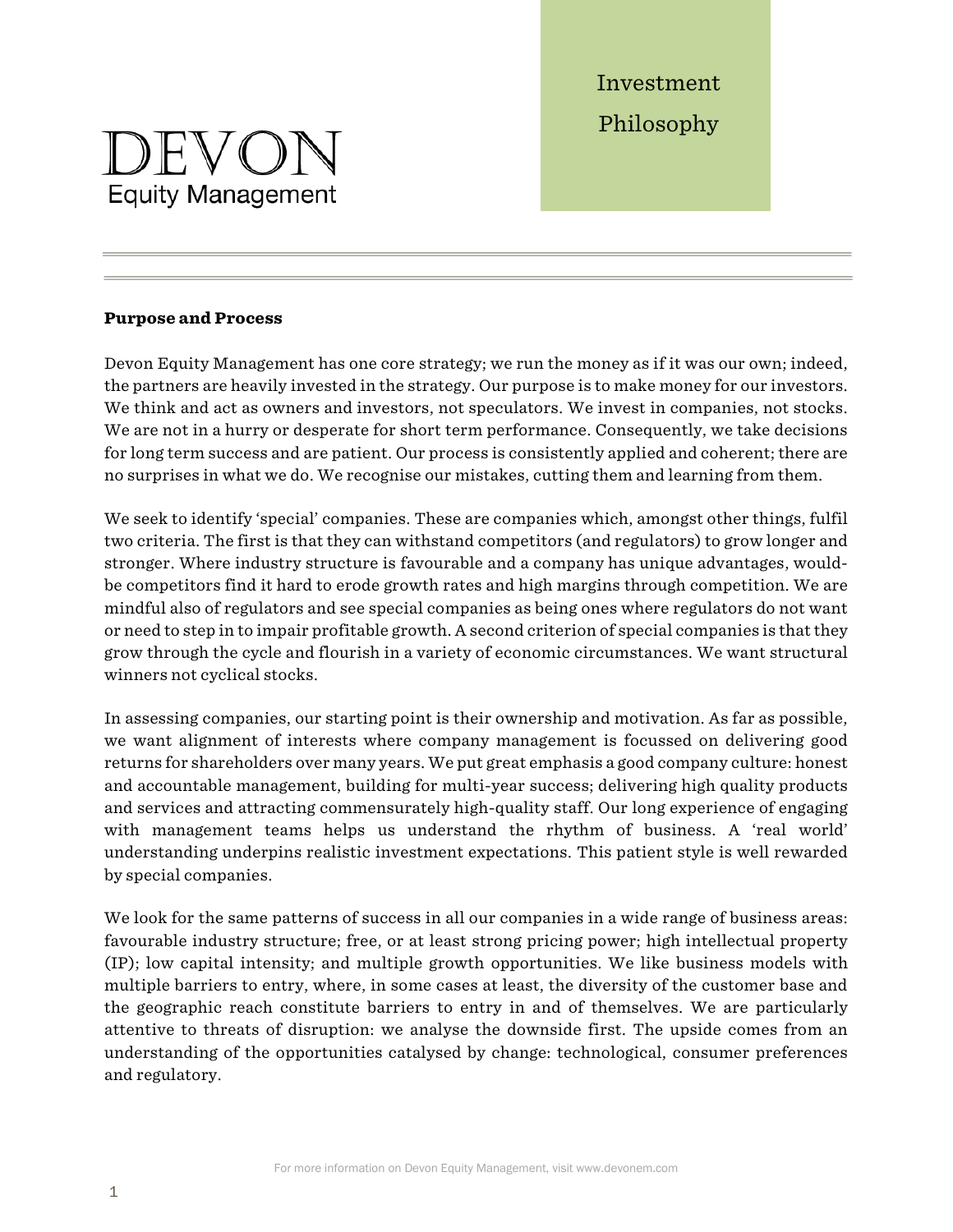# DEVON
Equity Management

Investment Philosophy

**Purpose and Process**

Devon Equity Management has one core strategy; we run the money as if it was our own; indeed, the partners are heavily invested in the strategy. Our purpose is to make money for our investors. We think and act as owners and investors, not speculators. We invest in companies, not stocks. We are not in a hurry or desperate for short term performance. Consequently, we take decisions for long term success and are patient. Our process is consistently applied and coherent; there are no surprises in what we do. We recognise our mistakes, cutting them and learning from them.

We seek to identify 'special' companies. These are companies which, amongst other things, fulfil two criteria. The first is that they can withstand competitors (and regulators) to grow longer and stronger. Where industry structure is favourable and a company has unique advantages, would-be competitors find it hard to erode growth rates and high margins through competition. We are mindful also of regulators and see special companies as being ones where regulators do not want or need to step in to impair profitable growth. A second criterion of special companies is that they grow through the cycle and flourish in a variety of economic circumstances. We want structural winners not cyclical stocks.

In assessing companies, our starting point is their ownership and motivation. As far as possible, we want alignment of interests where company management is focussed on delivering good returns for shareholders over many years. We put great emphasis a good company culture: honest and accountable management, building for multi-year success; delivering high quality products and services and attracting commensurately high-quality staff. Our long experience of engaging with management teams helps us understand the rhythm of business. A 'real world' understanding underpins realistic investment expectations. This patient style is well rewarded by special companies.

We look for the same patterns of success in all our companies in a wide range of business areas: favourable industry structure; free, or at least strong pricing power; high intellectual property (IP); low capital intensity; and multiple growth opportunities. We like business models with multiple barriers to entry, where, in some cases at least, the diversity of the customer base and the geographic reach constitute barriers to entry in and of themselves. We are particularly attentive to threats of disruption: we analyse the downside first. The upside comes from an understanding of the opportunities catalysed by change: technological, consumer preferences and regulatory.

For more information on Devon Equity Management, visit www.devonem.com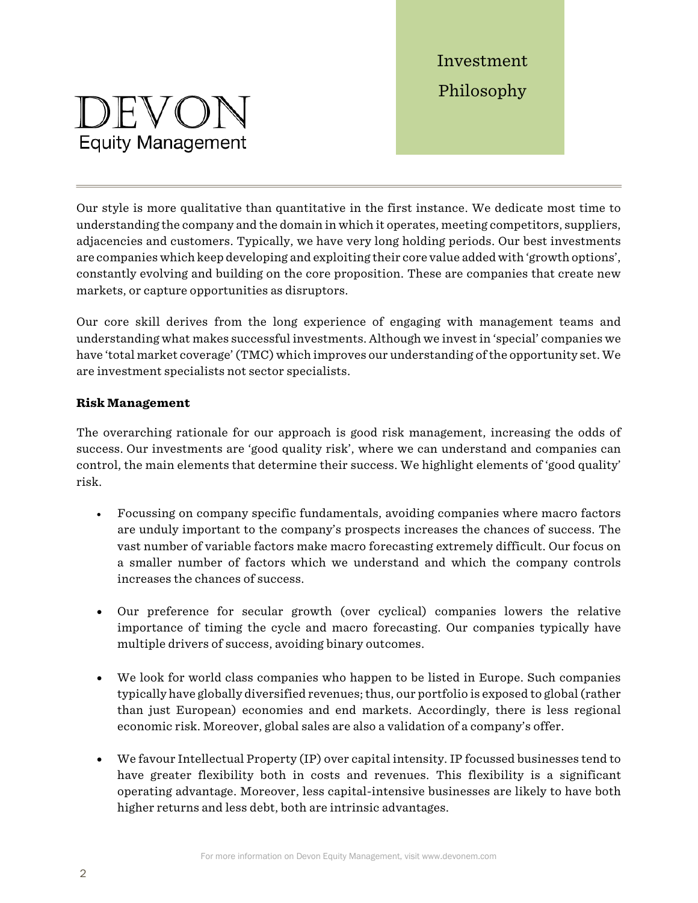# Investment Philosophy

Our style is more qualitative than quantitative in the first instance. We dedicate most time to understanding the company and the domain in which it operates, meeting competitors, suppliers, adjacencies and customers. Typically, we have very long holding periods. Our best investments are companies which keep developing and exploiting their core value added with 'growth options', constantly evolving and building on the core proposition. These are companies that create new markets, or capture opportunities as disruptors.

Our core skill derives from the long experience of engaging with management teams and understanding what makes successful investments. Although we invest in 'special' companies we have 'total market coverage' (TMC) which improves our understanding of the opportunity set. We are investment specialists not sector specialists.

**Risk Management**

The overarching rationale for our approach is good risk management, increasing the odds of success. Our investments are 'good quality risk', where we can understand and companies can control, the main elements that determine their success. We highlight elements of 'good quality' risk.

- Focussing on company specific fundamentals, avoiding companies where macro factors are unduly important to the company's prospects increases the chances of success. The vast number of variable factors make macro forecasting extremely difficult. Our focus on a smaller number of factors which we understand and which the company controls increases the chances of success.

- Our preference for secular growth (over cyclical) companies lowers the relative importance of timing the cycle and macro forecasting. Our companies typically have multiple drivers of success, avoiding binary outcomes.

- We look for world class companies who happen to be listed in Europe. Such companies typically have globally diversified revenues; thus, our portfolio is exposed to global (rather than just European) economies and end markets. Accordingly, there is less regional economic risk. Moreover, global sales are also a validation of a company's offer.

- We favour Intellectual Property (IP) over capital intensity. IP focussed businesses tend to have greater flexibility both in costs and revenues. This flexibility is a significant operating advantage. Moreover, less capital-intensive businesses are likely to have both higher returns and less debt, both are intrinsic advantages.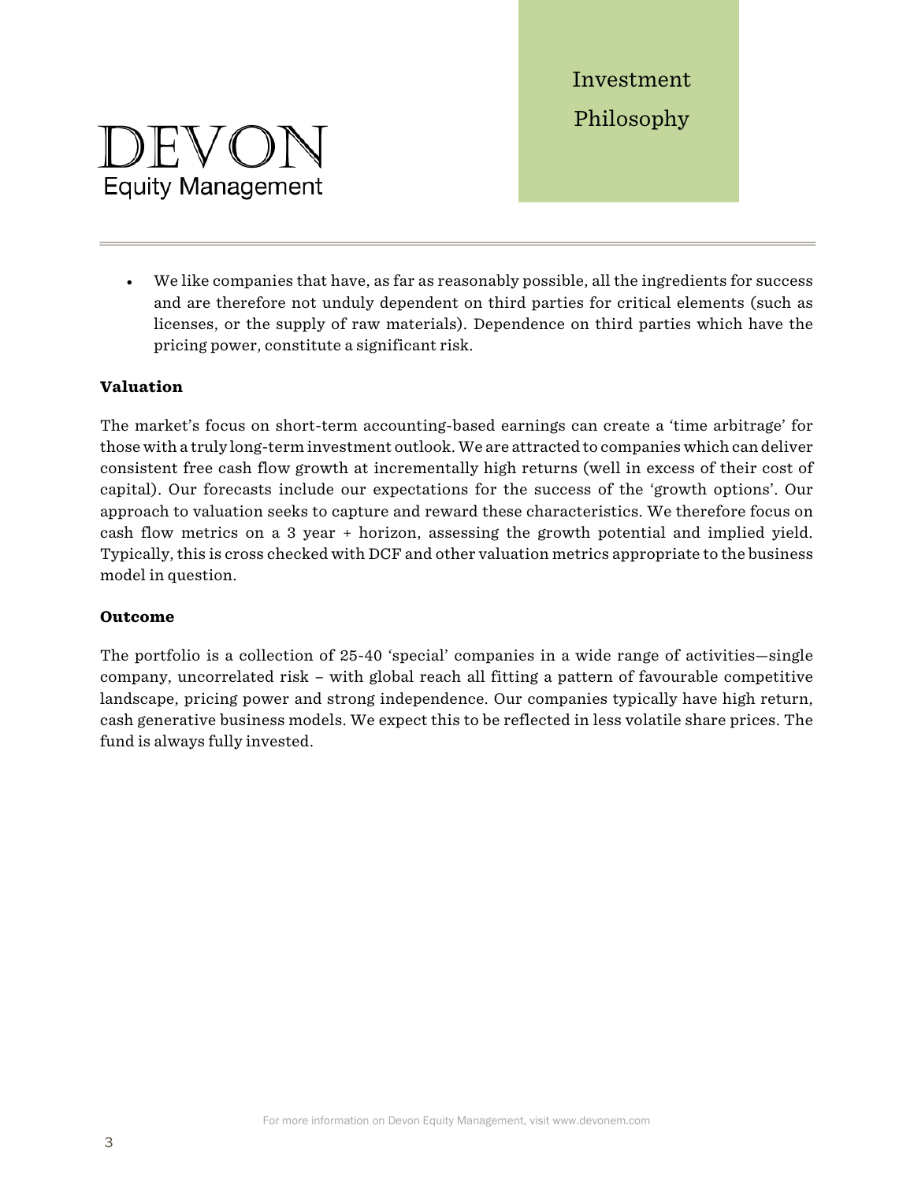- We like companies that have, as far as reasonably possible, all the ingredients for success and are therefore not unduly dependent on third parties for critical elements (such as licenses, or the supply of raw materials). Dependence on third parties which have the pricing power, constitute a significant risk.

**Valuation**

The market's focus on short-term accounting-based earnings can create a 'time arbitrage' for those with a truly long-term investment outlook. We are attracted to companies which can deliver consistent free cash flow growth at incrementally high returns (well in excess of their cost of capital). Our forecasts include our expectations for the success of the 'growth options'. Our approach to valuation seeks to capture and reward these characteristics. We therefore focus on cash flow metrics on a 3 year + horizon, assessing the growth potential and implied yield. Typically, this is cross checked with DCF and other valuation metrics appropriate to the business model in question.

**Outcome**

The portfolio is a collection of 25-40 'special' companies in a wide range of activities—single company, uncorrelated risk – with global reach all fitting a pattern of favourable competitive landscape, pricing power and strong independence. Our companies typically have high return, cash generative business models. We expect this to be reflected in less volatile share prices. The fund is always fully invested.